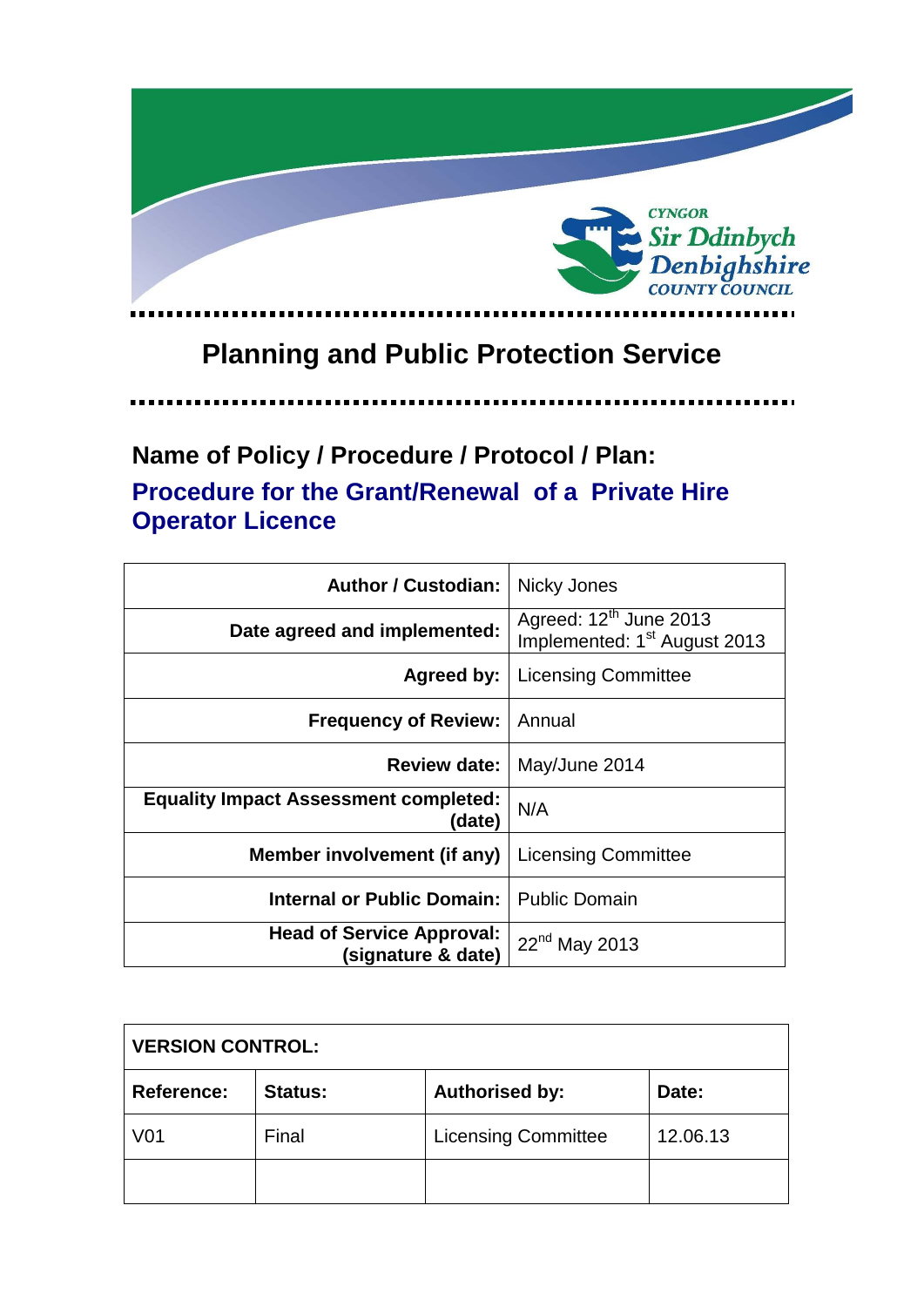# Planning and Public Protection Service

## Name of Policy / Procedure / Protocol / Plan:

## Procedure for the Grant/Renewal of a Private Hire Operator Licence

| | |
|---|---|
| **Author / Custodian:** | Nicky Jones |
| **Date agreed and implemented:** | Agreed: 12th June 2013<br>Implemented: 1st August 2013 |
| **Agreed by:** | Licensing Committee |
| **Frequency of Review:** | Annual |
| **Review date:** | May/June 2014 |
| **Equality Impact Assessment completed: (date)** | N/A |
| **Member involvement (if any)** | Licensing Committee |
| **Internal or Public Domain:** | Public Domain |
| **Head of Service Approval: (signature & date)** | 22nd May 2013 |

| **VERSION CONTROL:** | | | |
|---|---|---|---|
| **Reference:** | **Status:** | **Authorised by:** | **Date:** |
| V01 | Final | Licensing Committee | 12.06.13 |
| | | | |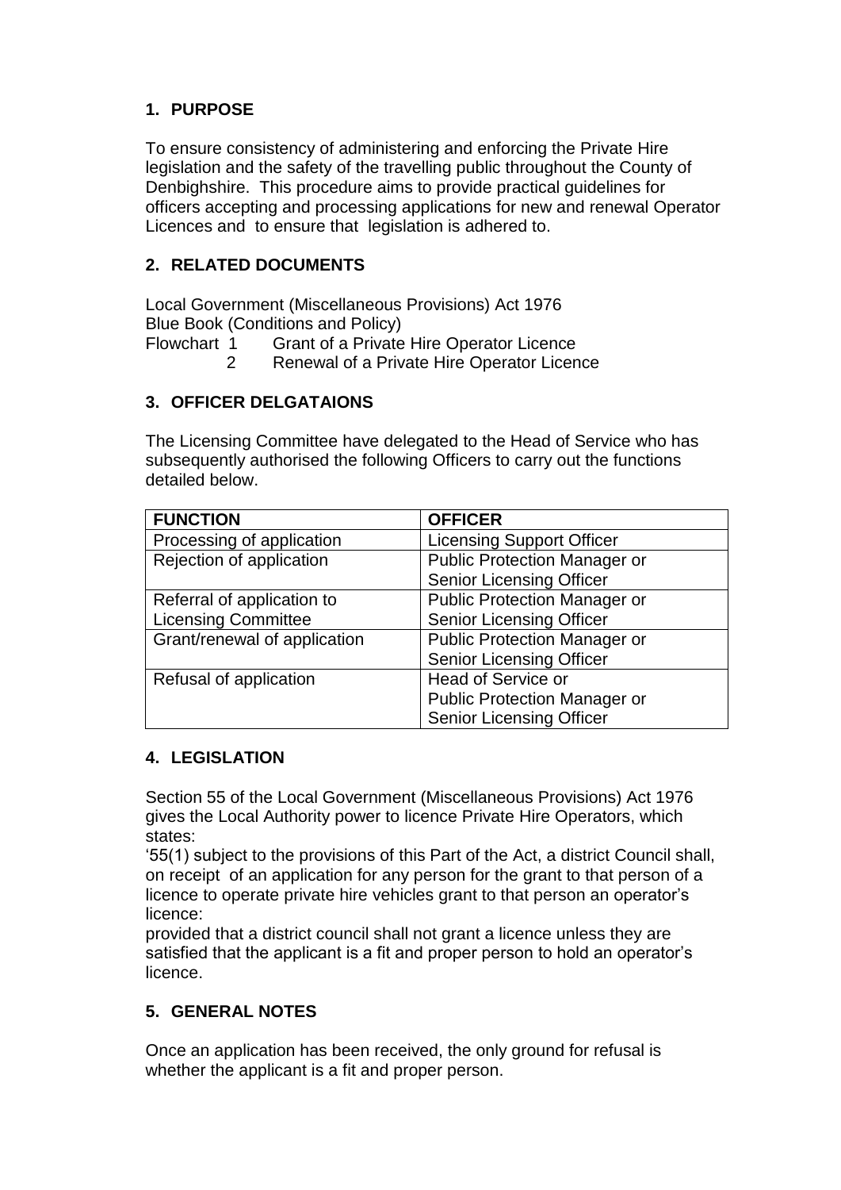## 1. PURPOSE

To ensure consistency of administering and enforcing the Private Hire legislation and the safety of the travelling public throughout the County of Denbighshire. This procedure aims to provide practical guidelines for officers accepting and processing applications for new and renewal Operator Licences and to ensure that legislation is adhered to.

## 2. RELATED DOCUMENTS

Local Government (Miscellaneous Provisions) Act 1976
Blue Book (Conditions and Policy)
Flowchart 1 Grant of a Private Hire Operator Licence
2 Renewal of a Private Hire Operator Licence

## 3. OFFICER DELGATAIONS

The Licensing Committee have delegated to the Head of Service who has subsequently authorised the following Officers to carry out the functions detailed below.

| FUNCTION | OFFICER |
|---|---|
| Processing of application | Licensing Support Officer |
| Rejection of application | Public Protection Manager or Senior Licensing Officer |
| Referral of application to Licensing Committee | Public Protection Manager or Senior Licensing Officer |
| Grant/renewal of application | Public Protection Manager or Senior Licensing Officer |
| Refusal of application | Head of Service or Public Protection Manager or Senior Licensing Officer |

## 4. LEGISLATION

Section 55 of the Local Government (Miscellaneous Provisions) Act 1976 gives the Local Authority power to licence Private Hire Operators, which states:

'55(1) subject to the provisions of this Part of the Act, a district Council shall, on receipt of an application for any person for the grant to that person of a licence to operate private hire vehicles grant to that person an operator's licence:

provided that a district council shall not grant a licence unless they are satisfied that the applicant is a fit and proper person to hold an operator's licence.

## 5. GENERAL NOTES

Once an application has been received, the only ground for refusal is whether the applicant is a fit and proper person.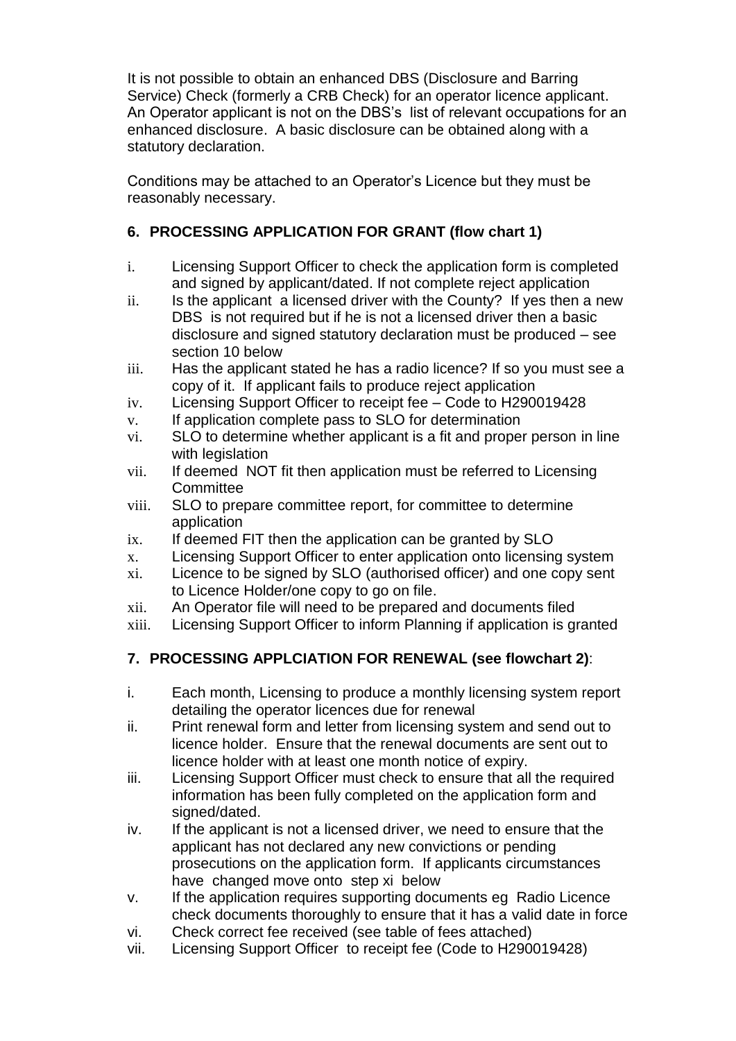It is not possible to obtain an enhanced DBS (Disclosure and Barring Service) Check (formerly a CRB Check) for an operator licence applicant. An Operator applicant is not on the DBS's list of relevant occupations for an enhanced disclosure. A basic disclosure can be obtained along with a statutory declaration.

Conditions may be attached to an Operator's Licence but they must be reasonably necessary.

## 6. PROCESSING APPLICATION FOR GRANT (flow chart 1)

i. Licensing Support Officer to check the application form is completed and signed by applicant/dated. If not complete reject application
ii. Is the applicant a licensed driver with the County? If yes then a new DBS is not required but if he is not a licensed driver then a basic disclosure and signed statutory declaration must be produced – see section 10 below
iii. Has the applicant stated he has a radio licence? If so you must see a copy of it. If applicant fails to produce reject application
iv. Licensing Support Officer to receipt fee – Code to H290019428
v. If application complete pass to SLO for determination
vi. SLO to determine whether applicant is a fit and proper person in line with legislation
vii. If deemed NOT fit then application must be referred to Licensing Committee
viii. SLO to prepare committee report, for committee to determine application
ix. If deemed FIT then the application can be granted by SLO
x. Licensing Support Officer to enter application onto licensing system
xi. Licence to be signed by SLO (authorised officer) and one copy sent to Licence Holder/one copy to go on file.
xii. An Operator file will need to be prepared and documents filed
xiii. Licensing Support Officer to inform Planning if application is granted

## 7. PROCESSING APPLCIATION FOR RENEWAL (see flowchart 2):

i. Each month, Licensing to produce a monthly licensing system report detailing the operator licences due for renewal
ii. Print renewal form and letter from licensing system and send out to licence holder. Ensure that the renewal documents are sent out to licence holder with at least one month notice of expiry.
iii. Licensing Support Officer must check to ensure that all the required information has been fully completed on the application form and signed/dated.
iv. If the applicant is not a licensed driver, we need to ensure that the applicant has not declared any new convictions or pending prosecutions on the application form. If applicants circumstances have changed move onto step xi below
v. If the application requires supporting documents eg Radio Licence check documents thoroughly to ensure that it has a valid date in force
vi. Check correct fee received (see table of fees attached)
vii. Licensing Support Officer to receipt fee (Code to H290019428)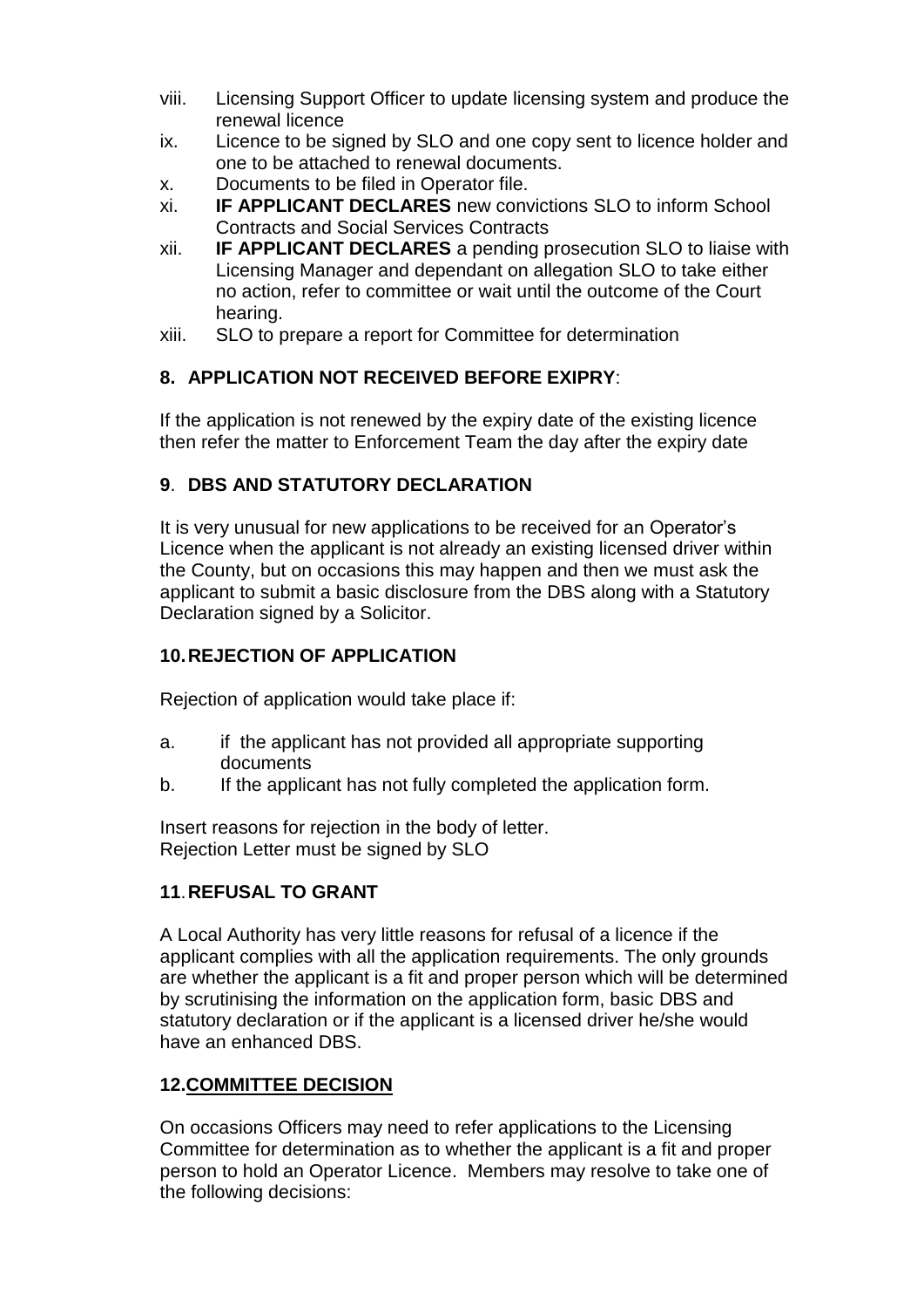viii. Licensing Support Officer to update licensing system and produce the renewal licence
ix. Licence to be signed by SLO and one copy sent to licence holder and one to be attached to renewal documents.
x. Documents to be filed in Operator file.
xi. **IF APPLICANT DECLARES** new convictions SLO to inform School Contracts and Social Services Contracts
xii. **IF APPLICANT DECLARES** a pending prosecution SLO to liaise with Licensing Manager and dependant on allegation SLO to take either no action, refer to committee or wait until the outcome of the Court hearing.
xiii. SLO to prepare a report for Committee for determination

## 8. APPLICATION NOT RECEIVED BEFORE EXIPRY:

If the application is not renewed by the expiry date of the existing licence then refer the matter to Enforcement Team the day after the expiry date

## 9. DBS AND STATUTORY DECLARATION

It is very unusual for new applications to be received for an Operator's Licence when the applicant is not already an existing licensed driver within the County, but on occasions this may happen and then we must ask the applicant to submit a basic disclosure from the DBS along with a Statutory Declaration signed by a Solicitor.

## 10. REJECTION OF APPLICATION

Rejection of application would take place if:

a. if the applicant has not provided all appropriate supporting documents
b. If the applicant has not fully completed the application form.

Insert reasons for rejection in the body of letter.
Rejection Letter must be signed by SLO

## 11. REFUSAL TO GRANT

A Local Authority has very little reasons for refusal of a licence if the applicant complies with all the application requirements. The only grounds are whether the applicant is a fit and proper person which will be determined by scrutinising the information on the application form, basic DBS and statutory declaration or if the applicant is a licensed driver he/she would have an enhanced DBS.

## 12. COMMITTEE DECISION

On occasions Officers may need to refer applications to the Licensing Committee for determination as to whether the applicant is a fit and proper person to hold an Operator Licence. Members may resolve to take one of the following decisions: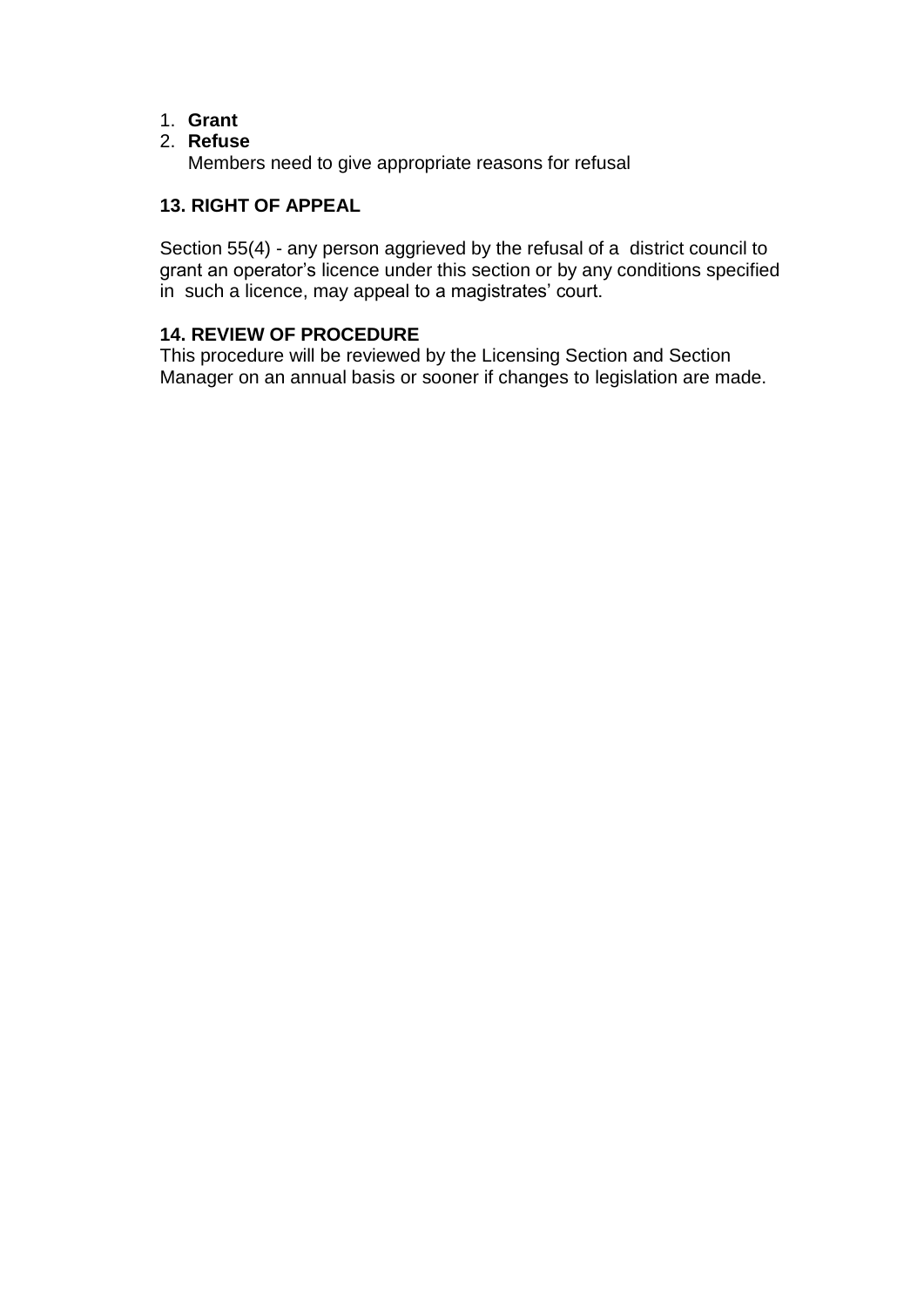1. **Grant**
2. **Refuse**
   Members need to give appropriate reasons for refusal

**13. RIGHT OF APPEAL**

Section 55(4) - any person aggrieved by the refusal of a district council to grant an operator's licence under this section or by any conditions specified in such a licence, may appeal to a magistrates' court.

**14. REVIEW OF PROCEDURE**

This procedure will be reviewed by the Licensing Section and Section Manager on an annual basis or sooner if changes to legislation are made.